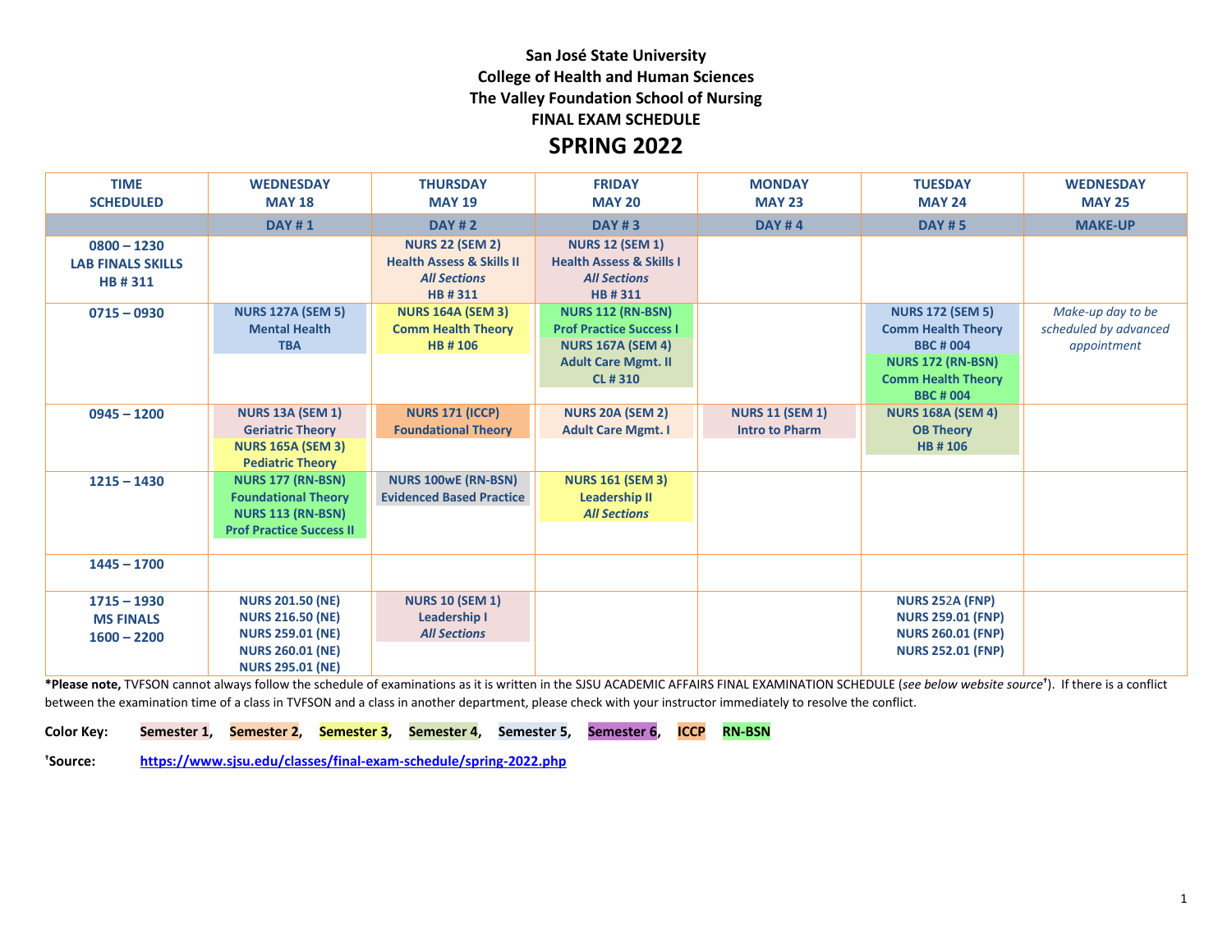**San José State University**
**College of Health and Human Sciences**
**The Valley Foundation School of Nursing**
**FINAL EXAM SCHEDULE**

# SPRING 2022

| TIME SCHEDULED | WEDNESDAY MAY 18 | THURSDAY MAY 19 | FRIDAY MAY 20 | MONDAY MAY 23 | TUESDAY MAY 24 | WEDNESDAY MAY 25 |
|---|---|---|---|---|---|---|
| | **DAY # 1** | **DAY # 2** | **DAY # 3** | **DAY # 4** | **DAY # 5** | **MAKE-UP** |
| **0800 – 1230 LAB FINALS SKILLS HB # 311** | | **NURS 22 (SEM 2)** **Health Assess & Skills II** ***All Sections*** **HB # 311** | **NURS 12 (SEM 1)** **Health Assess & Skills I** ***All Sections*** **HB # 311** | | | |
| **0715 – 0930** | **NURS 127A (SEM 5)** **Mental Health** **TBA** | **NURS 164A (SEM 3)** **Comm Health Theory** **HB # 106** | **NURS 112 (RN-BSN)** **Prof Practice Success I** **NURS 167A (SEM 4)** **Adult Care Mgmt. II** **CL # 310** | | **NURS 172 (SEM 5)** **Comm Health Theory** **BBC # 004** **NURS 172 (RN-BSN)** **Comm Health Theory** **BBC # 004** | *Make-up day to be scheduled by advanced appointment* |
| **0945 – 1200** | **NURS 13A (SEM 1)** **Geriatric Theory** **NURS 165A (SEM 3)** **Pediatric Theory** | **NURS 171 (ICCP)** **Foundational Theory** | **NURS 20A (SEM 2)** **Adult Care Mgmt. I** | **NURS 11 (SEM 1)** **Intro to Pharm** | **NURS 168A (SEM 4)** **OB Theory** **HB # 106** | |
| **1215 – 1430** | **NURS 177 (RN-BSN)** **Foundational Theory** **NURS 113 (RN-BSN)** **Prof Practice Success II** | **NURS 100wE (RN-BSN)** **Evidenced Based Practice** | **NURS 161 (SEM 3)** **Leadership II** ***All Sections*** | | | |
| **1445 – 1700** | | | | | | |
| **1715 – 1930 MS FINALS 1600 – 2200** | **NURS 201.50 (NE)** **NURS 216.50 (NE)** **NURS 259.01 (NE)** **NURS 260.01 (NE)** **NURS 295.01 (NE)** | **NURS 10 (SEM 1)** **Leadership I** ***All Sections*** | | | **NURS 252A (FNP)** **NURS 259.01 (FNP)** **NURS 260.01 (FNP)** **NURS 252.01 (FNP)** | |

**\*Please note,** TVFSON cannot always follow the schedule of examinations as it is written in the SJSU ACADEMIC AFFAIRS FINAL EXAMINATION SCHEDULE (*see below website source*†). If there is a conflict between the examination time of a class in TVFSON and a class in another department, please check with your instructor immediately to resolve the conflict.

**Color Key:** **Semester 1**, **Semester 2**, **Semester 3**, **Semester 4**, **Semester 5**, **Semester 6**, **ICCP** **RN-BSN**

**†Source:** **https://www.sjsu.edu/classes/final-exam-schedule/spring-2022.php**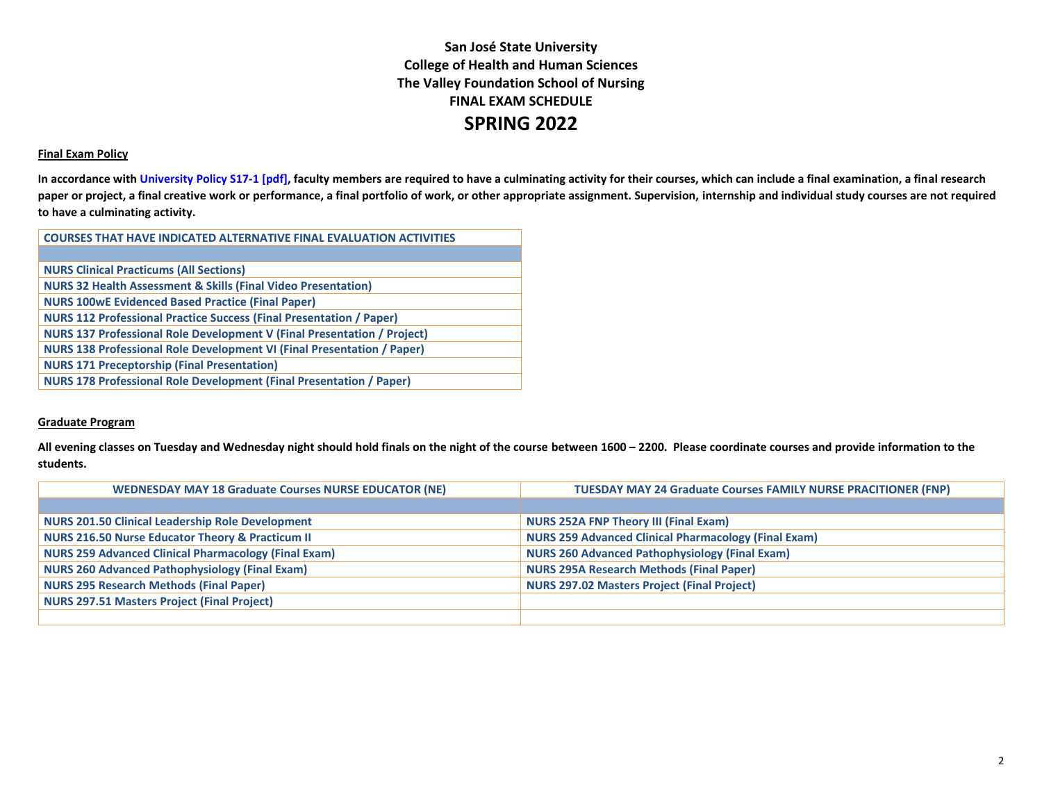**San José State University**
**College of Health and Human Sciences**
**The Valley Foundation School of Nursing**
**FINAL EXAM SCHEDULE**

# SPRING 2022

**Final Exam Policy**

**In accordance with University Policy S17-1 [pdf], faculty members are required to have a culminating activity for their courses, which can include a final examination, a final research paper or project, a final creative work or performance, a final portfolio of work, or other appropriate assignment. Supervision, internship and individual study courses are not required to have a culminating activity.**

| COURSES THAT HAVE INDICATED ALTERNATIVE FINAL EVALUATION ACTIVITIES |
| --- |
| |
| NURS Clinical Practicums (All Sections) |
| NURS 32 Health Assessment & Skills (Final Video Presentation) |
| NURS 100wE Evidenced Based Practice (Final Paper) |
| NURS 112 Professional Practice Success (Final Presentation / Paper) |
| NURS 137 Professional Role Development V (Final Presentation / Project) |
| NURS 138 Professional Role Development VI (Final Presentation / Paper) |
| NURS 171 Preceptorship (Final Presentation) |
| NURS 178 Professional Role Development (Final Presentation / Paper) |

**Graduate Program**

**All evening classes on Tuesday and Wednesday night should hold finals on the night of the course between 1600 – 2200. Please coordinate courses and provide information to the students.**

| WEDNESDAY MAY 18 Graduate Courses NURSE EDUCATOR (NE) | TUESDAY MAY 24 Graduate Courses FAMILY NURSE PRACITIONER (FNP) |
| --- | --- |
| | |
| NURS 201.50 Clinical Leadership Role Development | NURS 252A FNP Theory III (Final Exam) |
| NURS 216.50 Nurse Educator Theory & Practicum II | NURS 259 Advanced Clinical Pharmacology (Final Exam) |
| NURS 259 Advanced Clinical Pharmacology (Final Exam) | NURS 260 Advanced Pathophysiology (Final Exam) |
| NURS 260 Advanced Pathophysiology (Final Exam) | NURS 295A Research Methods (Final Paper) |
| NURS 295 Research Methods (Final Paper) | NURS 297.02 Masters Project (Final Project) |
| NURS 297.51 Masters Project (Final Project) | |
| | |